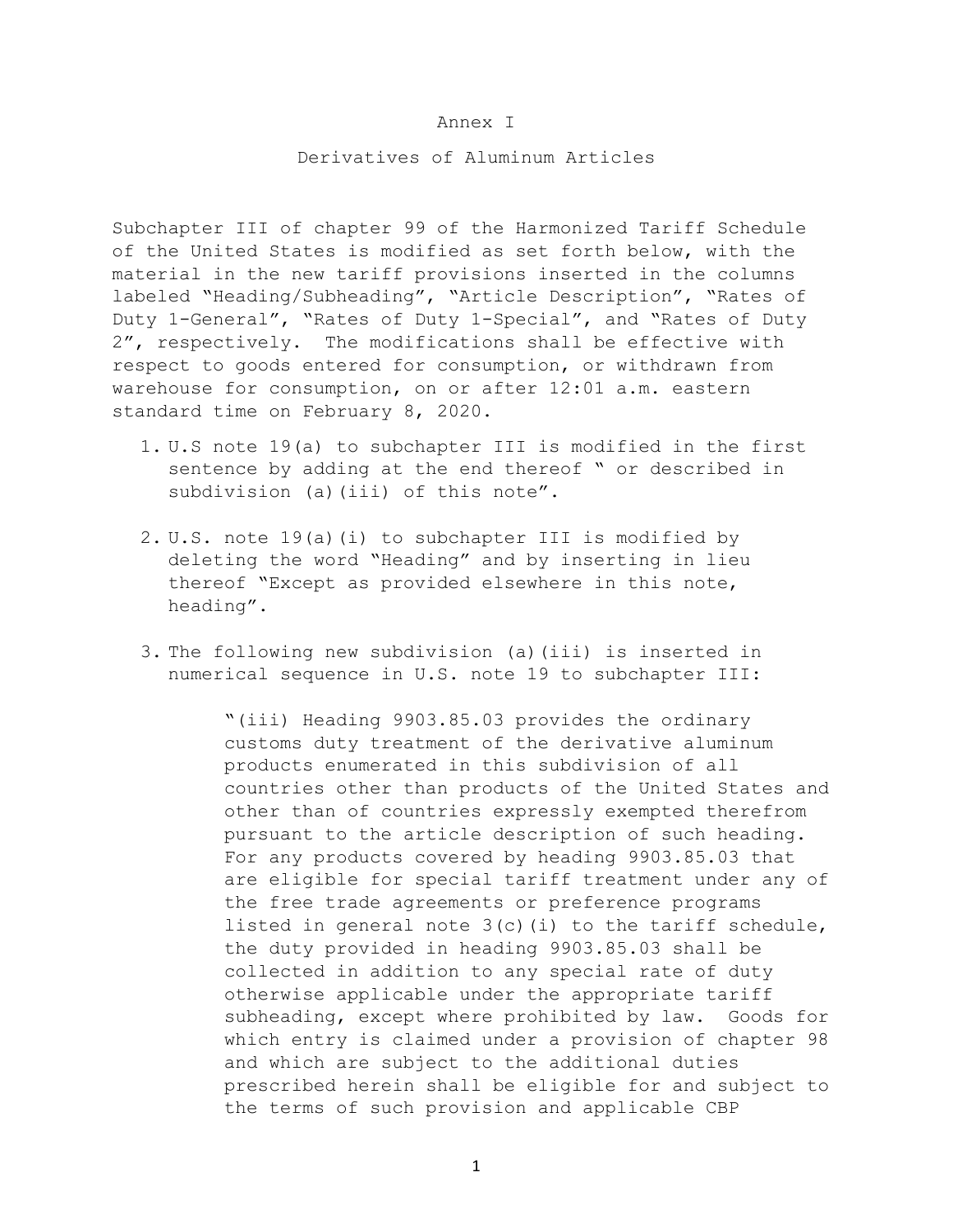# Annex I

## Derivatives of Aluminum Articles

Subchapter III of chapter 99 of the Harmonized Tariff Schedule of the United States is modified as set forth below, with the material in the new tariff provisions inserted in the columns labeled "Heading/Subheading", "Article Description", "Rates of Duty 1-General", "Rates of Duty 1-Special", and "Rates of Duty 2", respectively. The modifications shall be effective with respect to goods entered for consumption, or withdrawn from warehouse for consumption, on or after 12:01 a.m. eastern standard time on February 8, 2020.

1. U.S note 19(a) to subchapter III is modified in the first sentence by adding at the end thereof " or described in subdivision (a)(iii) of this note".

2. U.S. note 19(a)(i) to subchapter III is modified by deleting the word "Heading" and by inserting in lieu thereof "Except as provided elsewhere in this note, heading".

3. The following new subdivision (a)(iii) is inserted in numerical sequence in U.S. note 19 to subchapter III:

   "(iii) Heading 9903.85.03 provides the ordinary customs duty treatment of the derivative aluminum products enumerated in this subdivision of all countries other than products of the United States and other than of countries expressly exempted therefrom pursuant to the article description of such heading. For any products covered by heading 9903.85.03 that are eligible for special tariff treatment under any of the free trade agreements or preference programs listed in general note 3(c)(i) to the tariff schedule, the duty provided in heading 9903.85.03 shall be collected in addition to any special rate of duty otherwise applicable under the appropriate tariff subheading, except where prohibited by law. Goods for which entry is claimed under a provision of chapter 98 and which are subject to the additional duties prescribed herein shall be eligible for and subject to the terms of such provision and applicable CBP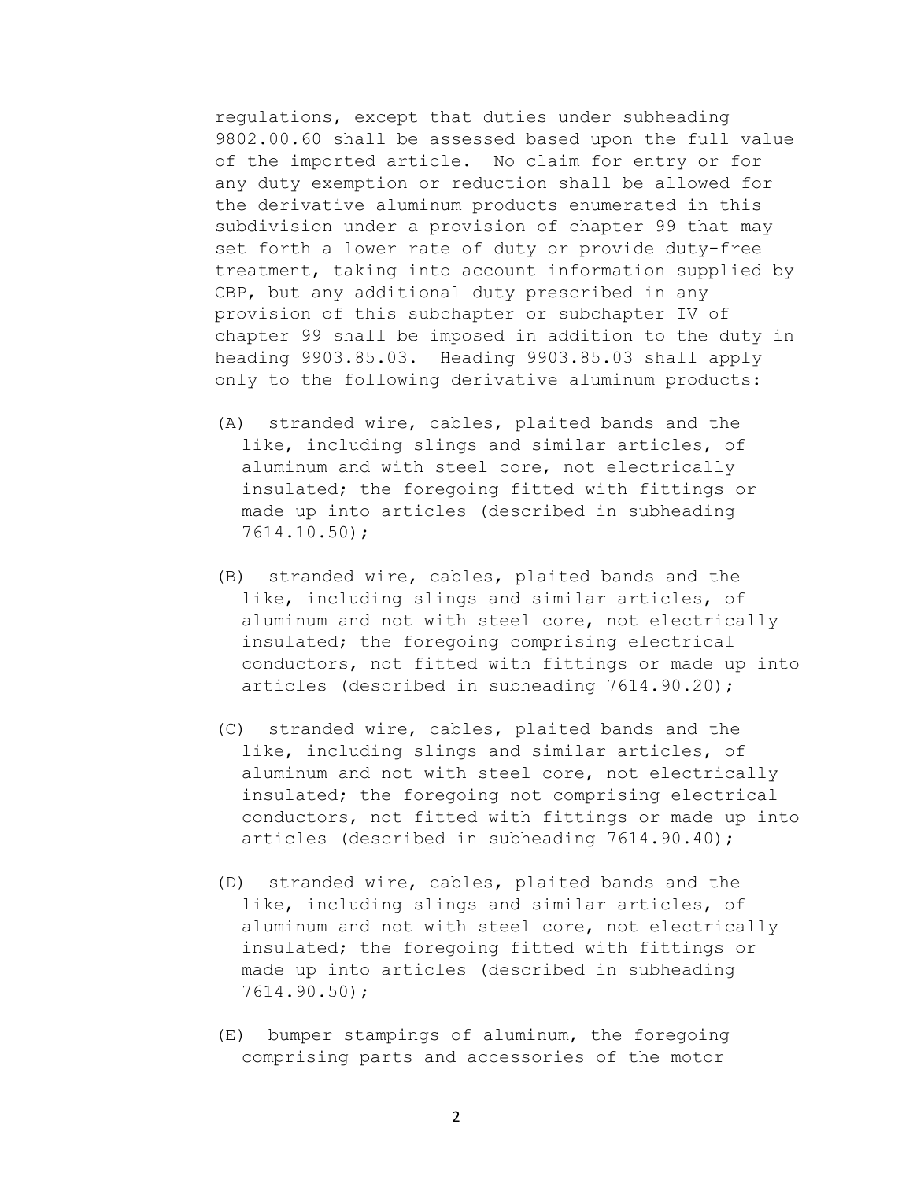regulations, except that duties under subheading 9802.00.60 shall be assessed based upon the full value of the imported article. No claim for entry or for any duty exemption or reduction shall be allowed for the derivative aluminum products enumerated in this subdivision under a provision of chapter 99 that may set forth a lower rate of duty or provide duty-free treatment, taking into account information supplied by CBP, but any additional duty prescribed in any provision of this subchapter or subchapter IV of chapter 99 shall be imposed in addition to the duty in heading 9903.85.03. Heading 9903.85.03 shall apply only to the following derivative aluminum products:

(A) stranded wire, cables, plaited bands and the like, including slings and similar articles, of aluminum and with steel core, not electrically insulated; the foregoing fitted with fittings or made up into articles (described in subheading 7614.10.50);

(B) stranded wire, cables, plaited bands and the like, including slings and similar articles, of aluminum and not with steel core, not electrically insulated; the foregoing comprising electrical conductors, not fitted with fittings or made up into articles (described in subheading 7614.90.20);

(C) stranded wire, cables, plaited bands and the like, including slings and similar articles, of aluminum and not with steel core, not electrically insulated; the foregoing not comprising electrical conductors, not fitted with fittings or made up into articles (described in subheading 7614.90.40);

(D) stranded wire, cables, plaited bands and the like, including slings and similar articles, of aluminum and not with steel core, not electrically insulated; the foregoing fitted with fittings or made up into articles (described in subheading 7614.90.50);

(E) bumper stampings of aluminum, the foregoing comprising parts and accessories of the motor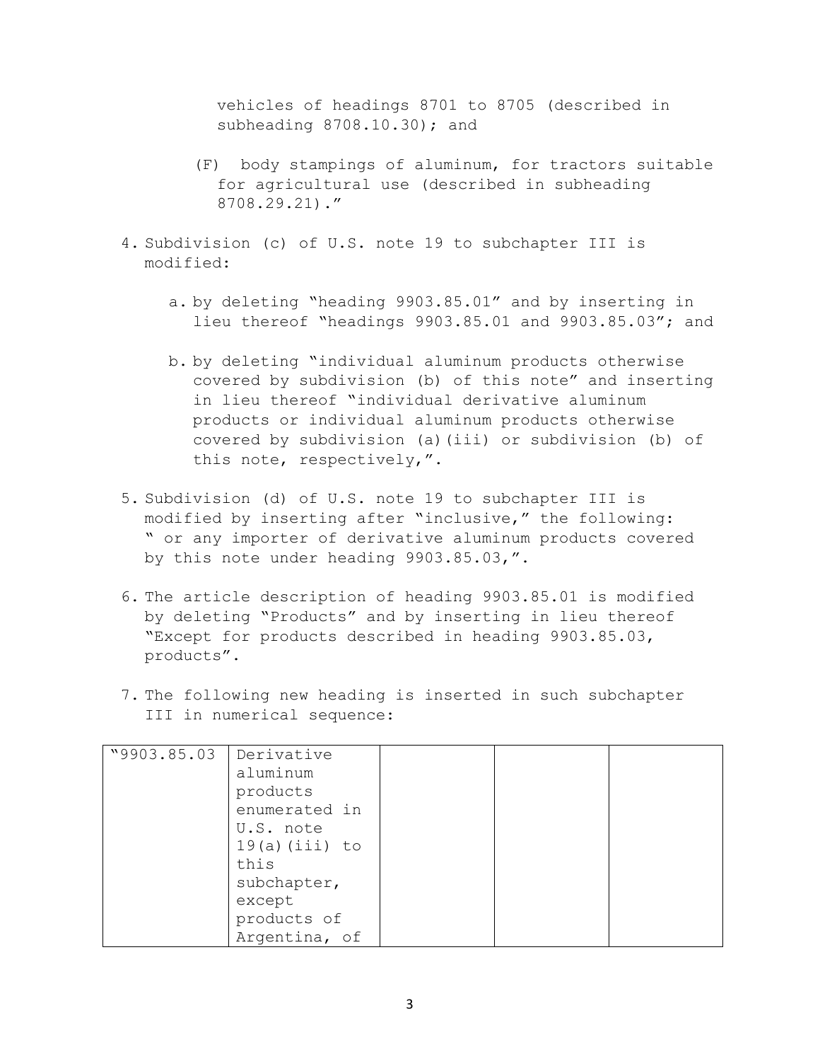vehicles of headings 8701 to 8705 (described in subheading 8708.10.30); and

(F) body stampings of aluminum, for tractors suitable for agricultural use (described in subheading 8708.29.21)."

4. Subdivision (c) of U.S. note 19 to subchapter III is modified:

   a. by deleting "heading 9903.85.01" and by inserting in lieu thereof "headings 9903.85.01 and 9903.85.03"; and

   b. by deleting "individual aluminum products otherwise covered by subdivision (b) of this note" and inserting in lieu thereof "individual derivative aluminum products or individual aluminum products otherwise covered by subdivision (a)(iii) or subdivision (b) of this note, respectively,".

5. Subdivision (d) of U.S. note 19 to subchapter III is modified by inserting after "inclusive," the following: " or any importer of derivative aluminum products covered by this note under heading 9903.85.03,".

6. The article description of heading 9903.85.01 is modified by deleting "Products" and by inserting in lieu thereof "Except for products described in heading 9903.85.03, products".

7. The following new heading is inserted in such subchapter III in numerical sequence:

| "9903.85.03 | Derivative aluminum products enumerated in U.S. note 19(a)(iii) to this subchapter, except products of Argentina, of | | | |
|---|---|---|---|---|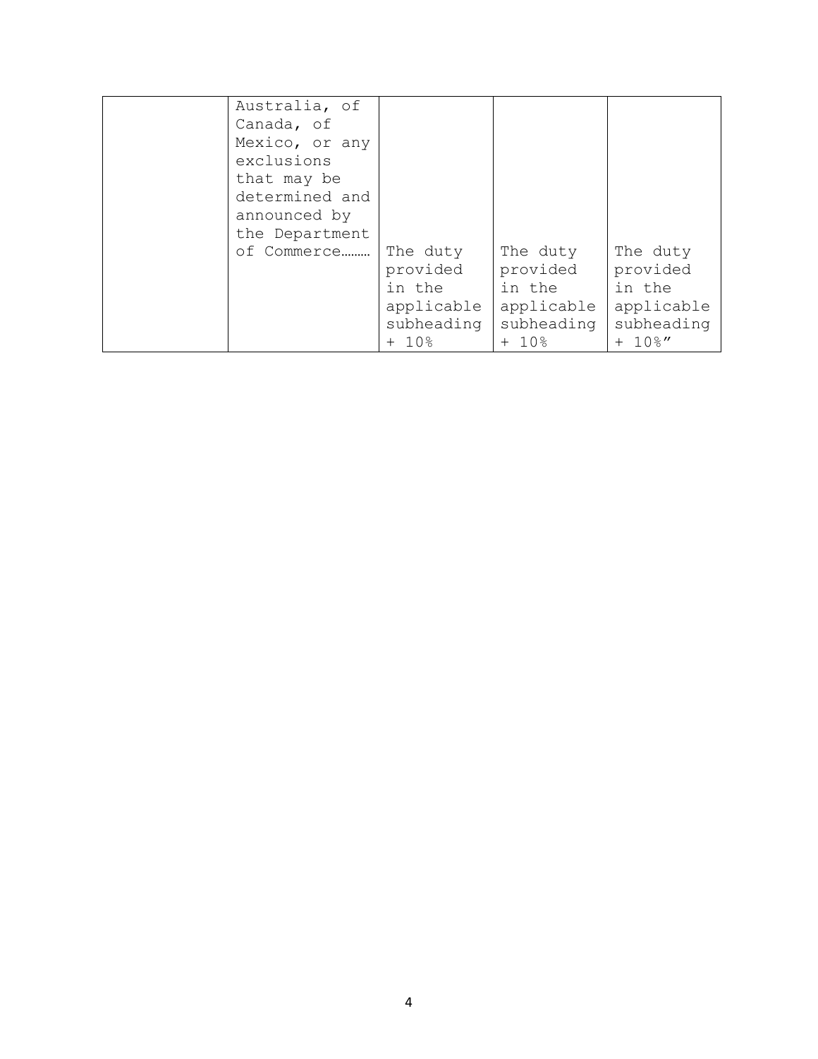| | | | | |
|---|---|---|---|---|
| | Australia, of Canada, of Mexico, or any exclusions that may be determined and announced by the Department of Commerce……… | The duty provided in the applicable subheading + 10% | The duty provided in the applicable subheading + 10% | The duty provided in the applicable subheading + 10%” |